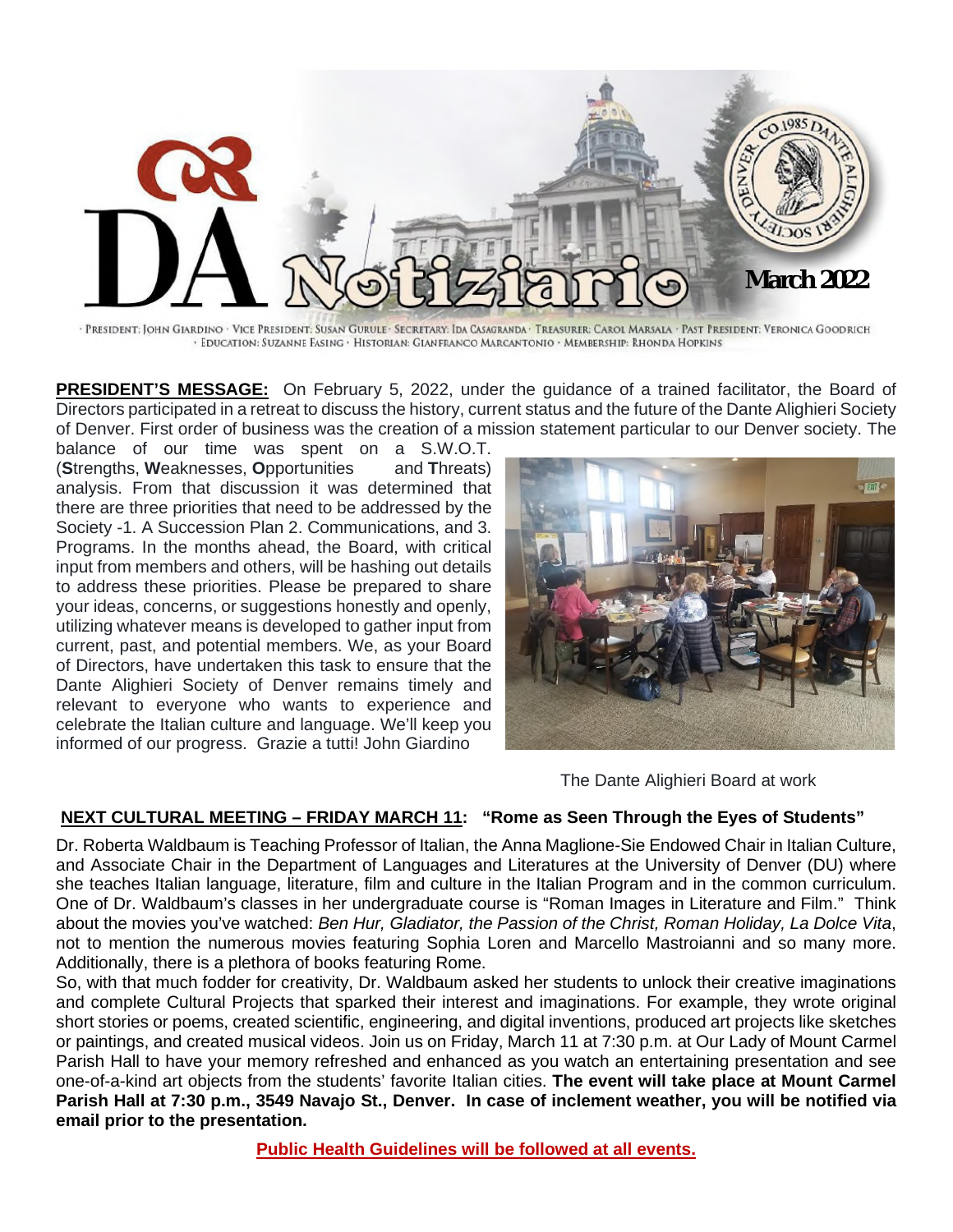# DA Notiziario

**March 2022**

· PRESIDENT: JOHN GIARDINO · VICE PRESIDENT: SUSAN GURULE · SECRETARY: IDA CASAGRANDA · TREASURER: CAROL MARSALA · PAST PRESIDENT: VERONICA GOODRICH · EDUCATION: SUZANNE FASING · HISTORIAN: GIANFRANCO MARCANTONIO · MEMBERSHIP: RHONDA HOPKINS

**PRESIDENT'S MESSAGE:** On February 5, 2022, under the guidance of a trained facilitator, the Board of Directors participated in a retreat to discuss the history, current status and the future of the Dante Alighieri Society of Denver. First order of business was the creation of a mission statement particular to our Denver society. The balance of our time was spent on a S.W.O.T. (**S**trengths, **W**eaknesses, **O**pportunities and **T**hreats) analysis. From that discussion it was determined that there are three priorities that need to be addressed by the Society -1. A Succession Plan 2. Communications, and 3. Programs. In the months ahead, the Board, with critical input from members and others, will be hashing out details to address these priorities. Please be prepared to share your ideas, concerns, or suggestions honestly and openly, utilizing whatever means is developed to gather input from current, past, and potential members. We, as your Board of Directors, have undertaken this task to ensure that the Dante Alighieri Society of Denver remains timely and relevant to everyone who wants to experience and celebrate the Italian culture and language. We'll keep you informed of our progress. Grazie a tutti! John Giardino

The Dante Alighieri Board at work

**NEXT CULTURAL MEETING – FRIDAY MARCH 11: "Rome as Seen Through the Eyes of Students"**

Dr. Roberta Waldbaum is Teaching Professor of Italian, the Anna Maglione-Sie Endowed Chair in Italian Culture, and Associate Chair in the Department of Languages and Literatures at the University of Denver (DU) where she teaches Italian language, literature, film and culture in the Italian Program and in the common curriculum. One of Dr. Waldbaum's classes in her undergraduate course is "Roman Images in Literature and Film." Think about the movies you've watched: *Ben Hur, Gladiator, the Passion of the Christ, Roman Holiday, La Dolce Vita*, not to mention the numerous movies featuring Sophia Loren and Marcello Mastroianni and so many more. Additionally, there is a plethora of books featuring Rome.

So, with that much fodder for creativity, Dr. Waldbaum asked her students to unlock their creative imaginations and complete Cultural Projects that sparked their interest and imaginations. For example, they wrote original short stories or poems, created scientific, engineering, and digital inventions, produced art projects like sketches or paintings, and created musical videos. Join us on Friday, March 11 at 7:30 p.m. at Our Lady of Mount Carmel Parish Hall to have your memory refreshed and enhanced as you watch an entertaining presentation and see one-of-a-kind art objects from the students' favorite Italian cities. **The event will take place at Mount Carmel Parish Hall at 7:30 p.m., 3549 Navajo St., Denver. In case of inclement weather, you will be notified via email prior to the presentation.**

**Public Health Guidelines will be followed at all events.**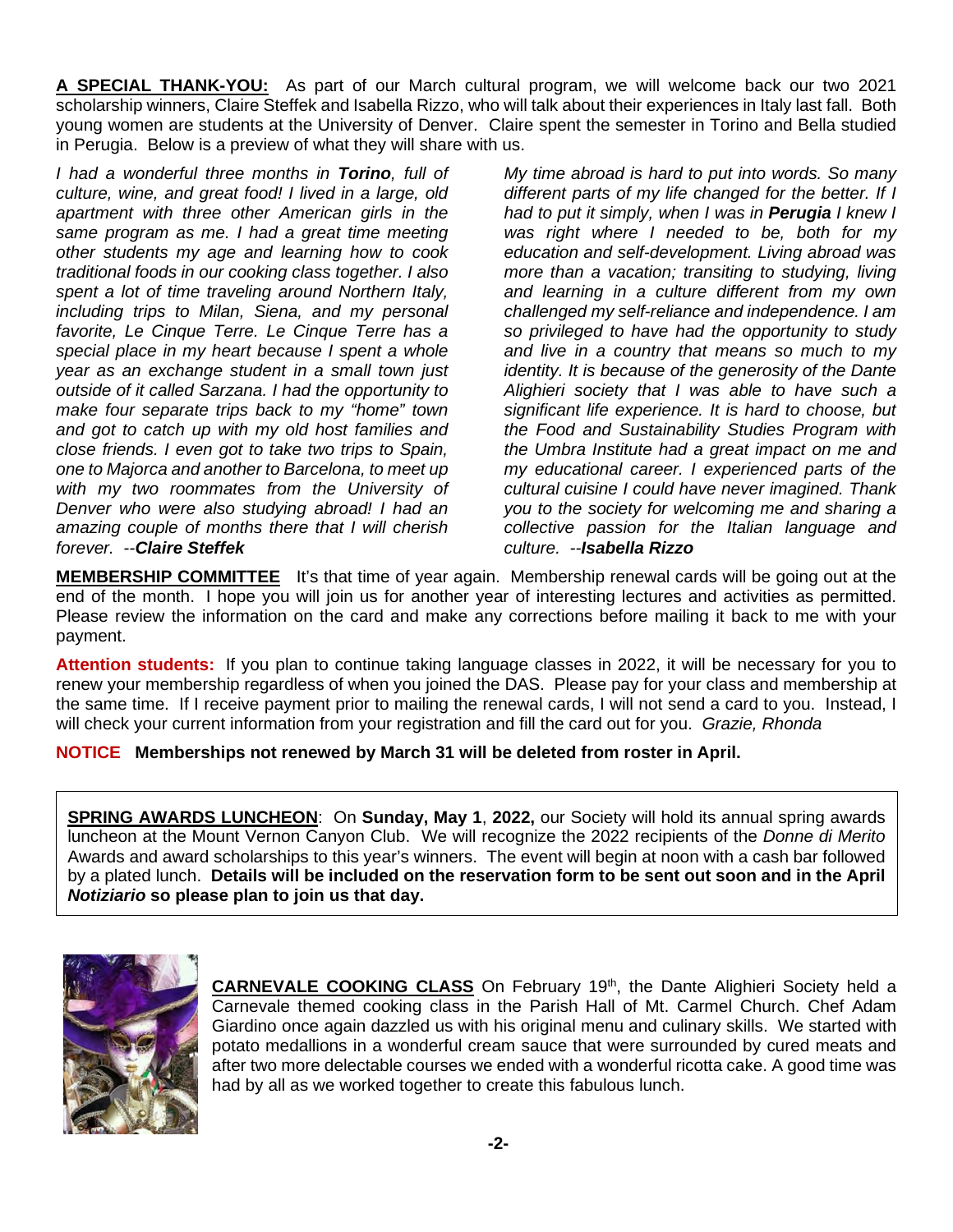**A SPECIAL THANK-YOU:** As part of our March cultural program, we will welcome back our two 2021 scholarship winners, Claire Steffek and Isabella Rizzo, who will talk about their experiences in Italy last fall. Both young women are students at the University of Denver. Claire spent the semester in Torino and Bella studied in Perugia. Below is a preview of what they will share with us.

*I had a wonderful three months in* ***Torino****, full of culture, wine, and great food! I lived in a large, old apartment with three other American girls in the same program as me. I had a great time meeting other students my age and learning how to cook traditional foods in our cooking class together. I also spent a lot of time traveling around Northern Italy, including trips to Milan, Siena, and my personal favorite, Le Cinque Terre. Le Cinque Terre has a special place in my heart because I spent a whole year as an exchange student in a small town just outside of it called Sarzana. I had the opportunity to make four separate trips back to my "home" town and got to catch up with my old host families and close friends. I even got to take two trips to Spain, one to Majorca and another to Barcelona, to meet up with my two roommates from the University of Denver who were also studying abroad! I had an amazing couple of months there that I will cherish forever. --****Claire Steffek***

*My time abroad is hard to put into words. So many different parts of my life changed for the better. If I had to put it simply, when I was in* ***Perugia*** *I knew I was right where I needed to be, both for my education and self-development. Living abroad was more than a vacation; transiting to studying, living and learning in a culture different from my own challenged my self-reliance and independence. I am so privileged to have had the opportunity to study and live in a country that means so much to my identity. It is because of the generosity of the Dante Alighieri society that I was able to have such a significant life experience. It is hard to choose, but the Food and Sustainability Studies Program with the Umbra Institute had a great impact on me and my educational career. I experienced parts of the cultural cuisine I could have never imagined. Thank you to the society for welcoming me and sharing a collective passion for the Italian language and culture. --****Isabella Rizzo***

**MEMBERSHIP COMMITTEE** It's that time of year again. Membership renewal cards will be going out at the end of the month. I hope you will join us for another year of interesting lectures and activities as permitted. Please review the information on the card and make any corrections before mailing it back to me with your payment.

**Attention students:** If you plan to continue taking language classes in 2022, it will be necessary for you to renew your membership regardless of when you joined the DAS. Please pay for your class and membership at the same time. If I receive payment prior to mailing the renewal cards, I will not send a card to you. Instead, I will check your current information from your registration and fill the card out for you. *Grazie, Rhonda*

**NOTICE Memberships not renewed by March 31 will be deleted from roster in April.**

**SPRING AWARDS LUNCHEON**: On **Sunday, May 1**, **2022,** our Society will hold its annual spring awards luncheon at the Mount Vernon Canyon Club. We will recognize the 2022 recipients of the *Donne di Merito* Awards and award scholarships to this year's winners. The event will begin at noon with a cash bar followed by a plated lunch. **Details will be included on the reservation form to be sent out soon and in the April *Notiziario* so please plan to join us that day.**

**CARNEVALE COOKING CLASS** On February 19th, the Dante Alighieri Society held a Carnevale themed cooking class in the Parish Hall of Mt. Carmel Church. Chef Adam Giardino once again dazzled us with his original menu and culinary skills. We started with potato medallions in a wonderful cream sauce that were surrounded by cured meats and after two more delectable courses we ended with a wonderful ricotta cake. A good time was had by all as we worked together to create this fabulous lunch.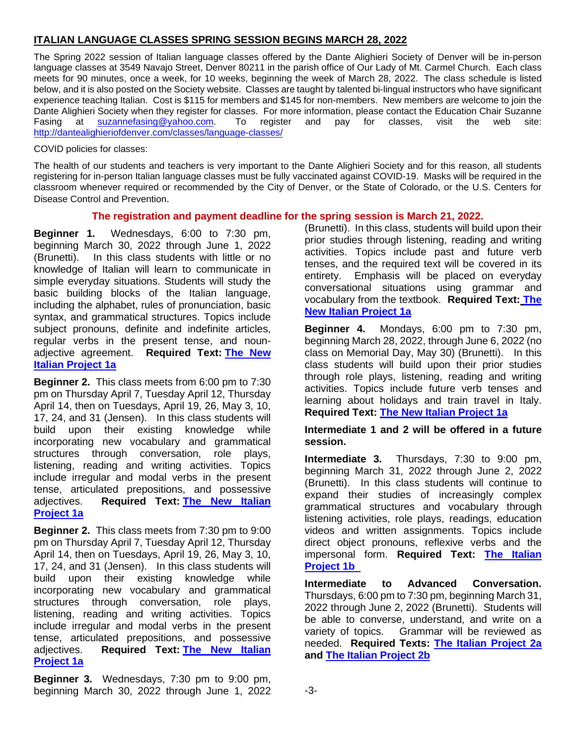## ITALIAN LANGUAGE CLASSES SPRING SESSION BEGINS MARCH 28, 2022

The Spring 2022 session of Italian language classes offered by the Dante Alighieri Society of Denver will be in-person language classes at 3549 Navajo Street, Denver 80211 in the parish office of Our Lady of Mt. Carmel Church. Each class meets for 90 minutes, once a week, for 10 weeks, beginning the week of March 28, 2022. The class schedule is listed below, and it is also posted on the Society website. Classes are taught by talented bi-lingual instructors who have significant experience teaching Italian. Cost is $115 for members and $145 for non-members. New members are welcome to join the Dante Alighieri Society when they register for classes. For more information, please contact the Education Chair Suzanne Fasing at suzannefasing@yahoo.com. To register and pay for classes, visit the web site: http://dantealighieriofdenver.com/classes/language-classes/

COVID policies for classes:

The health of our students and teachers is very important to the Dante Alighieri Society and for this reason, all students registering for in-person Italian language classes must be fully vaccinated against COVID-19. Masks will be required in the classroom whenever required or recommended by the City of Denver, or the State of Colorado, or the U.S. Centers for Disease Control and Prevention.

**The registration and payment deadline for the spring session is March 21, 2022.**

**Beginner 1.** Wednesdays, 6:00 to 7:30 pm, beginning March 30, 2022 through June 1, 2022 (Brunetti). In this class students with little or no knowledge of Italian will learn to communicate in simple everyday situations. Students will study the basic building blocks of the Italian language, including the alphabet, rules of pronunciation, basic syntax, and grammatical structures. Topics include subject pronouns, definite and indefinite articles, regular verbs in the present tense, and noun-adjective agreement. **Required Text: The New Italian Project 1a**

**Beginner 2.** This class meets from 6:00 pm to 7:30 pm on Thursday April 7, Tuesday April 12, Thursday April 14, then on Tuesdays, April 19, 26, May 3, 10, 17, 24, and 31 (Jensen). In this class students will build upon their existing knowledge while incorporating new vocabulary and grammatical structures through conversation, role plays, listening, reading and writing activities. Topics include irregular and modal verbs in the present tense, articulated prepositions, and possessive adjectives. **Required Text: The New Italian Project 1a**

**Beginner 2.** This class meets from 7:30 pm to 9:00 pm on Thursday April 7, Tuesday April 12, Thursday April 14, then on Tuesdays, April 19, 26, May 3, 10, 17, 24, and 31 (Jensen). In this class students will build upon their existing knowledge while incorporating new vocabulary and grammatical structures through conversation, role plays, listening, reading and writing activities. Topics include irregular and modal verbs in the present tense, articulated prepositions, and possessive adjectives. **Required Text: The New Italian Project 1a**

**Beginner 3.** Wednesdays, 7:30 pm to 9:00 pm, beginning March 30, 2022 through June 1, 2022 (Brunetti). In this class, students will build upon their prior studies through listening, reading and writing activities. Topics include past and future verb tenses, and the required text will be covered in its entirety. Emphasis will be placed on everyday conversational situations using grammar and vocabulary from the textbook. **Required Text: The New Italian Project 1a**

**Beginner 4.** Mondays, 6:00 pm to 7:30 pm, beginning March 28, 2022, through June 6, 2022 (no class on Memorial Day, May 30) (Brunetti). In this class students will build upon their prior studies through role plays, listening, reading and writing activities. Topics include future verb tenses and learning about holidays and train travel in Italy. **Required Text: The New Italian Project 1a**

**Intermediate 1 and 2 will be offered in a future session.**

**Intermediate 3.** Thursdays, 7:30 to 9:00 pm, beginning March 31, 2022 through June 2, 2022 (Brunetti). In this class students will continue to expand their studies of increasingly complex grammatical structures and vocabulary through listening activities, role plays, readings, education videos and written assignments. Topics include direct object pronouns, reflexive verbs and the impersonal form. **Required Text: The Italian Project 1b**

**Intermediate to Advanced Conversation.** Thursdays, 6:00 pm to 7:30 pm, beginning March 31, 2022 through June 2, 2022 (Brunetti). Students will be able to converse, understand, and write on a variety of topics. Grammar will be reviewed as needed. **Required Texts: The Italian Project 2a and The Italian Project 2b**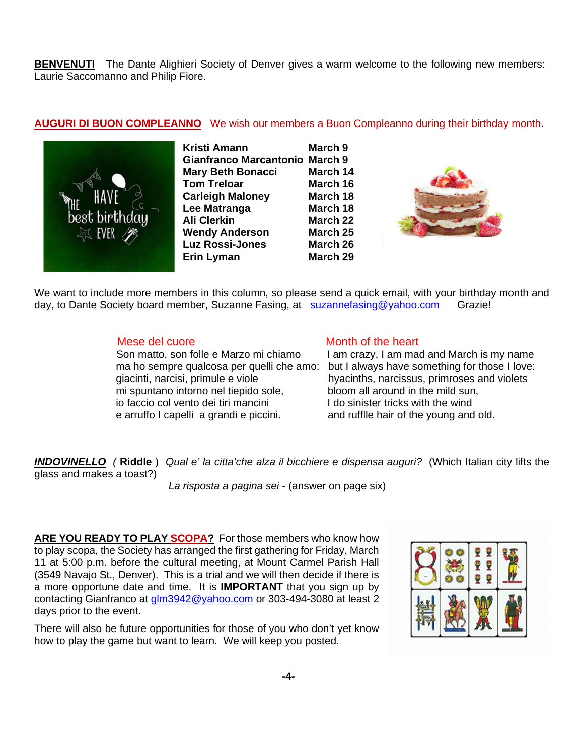**BENVENUTI** The Dante Alighieri Society of Denver gives a warm welcome to the following new members: Laurie Saccomanno and Philip Fiore.

**AUGURI DI BUON COMPLEANNO** We wish our members a Buon Compleanno during their birthday month.

| | |
|---|---|
| **Kristi Amann** | **March 9** |
| **Gianfranco Marcantonio** | **March 9** |
| **Mary Beth Bonacci** | **March 14** |
| **Tom Treloar** | **March 16** |
| **Carleigh Maloney** | **March 18** |
| **Lee Matranga** | **March 18** |
| **Ali Clerkin** | **March 22** |
| **Wendy Anderson** | **March 25** |
| **Luz Rossi-Jones** | **March 26** |
| **Erin Lyman** | **March 29** |

We want to include more members in this column, so please send a quick email, with your birthday month and day, to Dante Society board member, Suzanne Fasing, at suzannefasing@yahoo.com Grazie!

**Mese del cuore**

Son matto, son folle e Marzo mi chiamo
ma ho sempre qualcosa per quelli che amo:
giacinti, narcisi, primule e viole
mi spuntano intorno nel tiepido sole,
io faccio col vento dei tiri mancini
e arruffo I capelli a grandi e piccini.

**Month of the heart**

I am crazy, I am mad and March is my name
but I always have something for those I love:
hyacinths, narcissus, primroses and violets
bloom all around in the mild sun,
I do sinister tricks with the wind
and rufflle hair of the young and old.

***INDOVINELLO*** ( **Riddle** ) *Qual e' la citta'che alza il bicchiere e dispensa auguri?* (Which Italian city lifts the glass and makes a toast?)

*La risposta a pagina sei* - (answer on page six)

**ARE YOU READY TO PLAY SCOPA?** For those members who know how to play scopa, the Society has arranged the first gathering for Friday, March 11 at 5:00 p.m. before the cultural meeting, at Mount Carmel Parish Hall (3549 Navajo St., Denver). This is a trial and we will then decide if there is a more opportune date and time. It is **IMPORTANT** that you sign up by contacting Gianfranco at glm3942@yahoo.com or 303-494-3080 at least 2 days prior to the event.

There will also be future opportunities for those of you who don't yet know how to play the game but want to learn. We will keep you posted.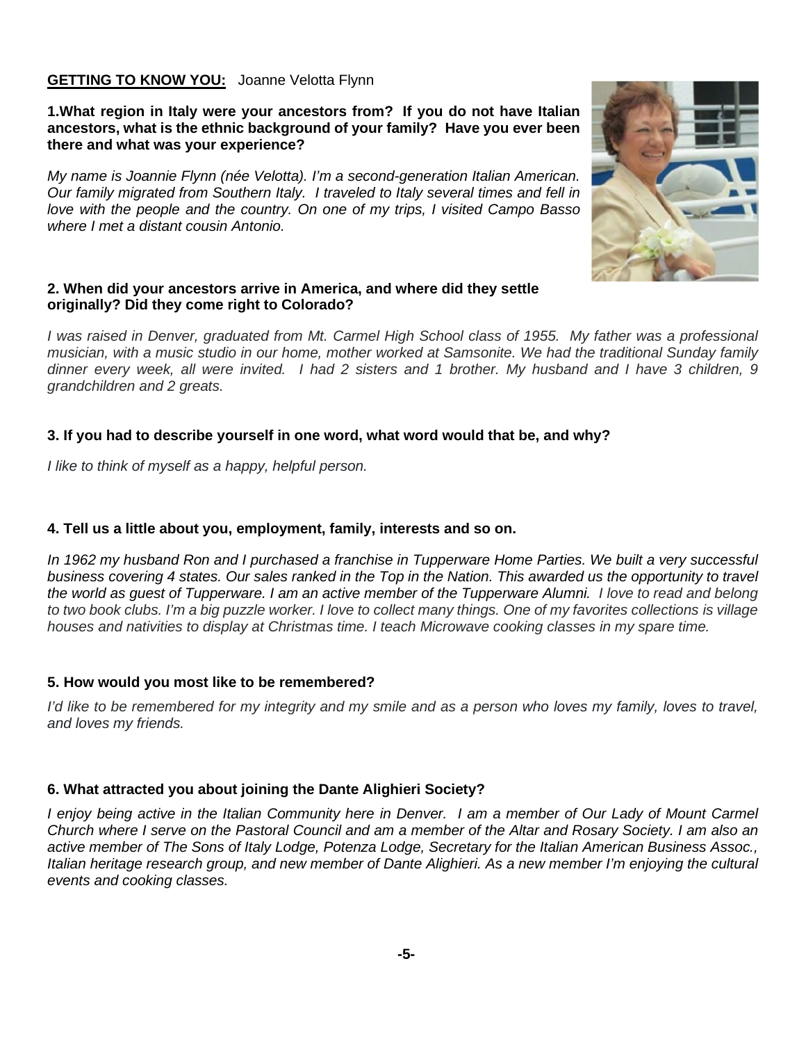**GETTING TO KNOW YOU:** Joanne Velotta Flynn

**1.What region in Italy were your ancestors from? If you do not have Italian ancestors, what is the ethnic background of your family? Have you ever been there and what was your experience?**

*My name is Joannie Flynn (née Velotta). I'm a second-generation Italian American. Our family migrated from Southern Italy. I traveled to Italy several times and fell in love with the people and the country. On one of my trips, I visited Campo Basso where I met a distant cousin Antonio.*

**2. When did your ancestors arrive in America, and where did they settle originally? Did they come right to Colorado?**

*I was raised in Denver, graduated from Mt. Carmel High School class of 1955. My father was a professional musician, with a music studio in our home, mother worked at Samsonite. We had the traditional Sunday family dinner every week, all were invited. I had 2 sisters and 1 brother. My husband and I have 3 children, 9 grandchildren and 2 greats.*

**3. If you had to describe yourself in one word, what word would that be, and why?**

*I like to think of myself as a happy, helpful person.*

**4. Tell us a little about you, employment, family, interests and so on.**

*In 1962 my husband Ron and I purchased a franchise in Tupperware Home Parties. We built a very successful business covering 4 states. Our sales ranked in the Top in the Nation. This awarded us the opportunity to travel the world as guest of Tupperware. I am an active member of the Tupperware Alumni. I love to read and belong to two book clubs. I'm a big puzzle worker. I love to collect many things. One of my favorites collections is village houses and nativities to display at Christmas time. I teach Microwave cooking classes in my spare time.*

**5. How would you most like to be remembered?**

*I'd like to be remembered for my integrity and my smile and as a person who loves my family, loves to travel, and loves my friends.*

**6. What attracted you about joining the Dante Alighieri Society?**

*I enjoy being active in the Italian Community here in Denver. I am a member of Our Lady of Mount Carmel Church where I serve on the Pastoral Council and am a member of the Altar and Rosary Society. I am also an active member of The Sons of Italy Lodge, Potenza Lodge, Secretary for the Italian American Business Assoc., Italian heritage research group, and new member of Dante Alighieri. As a new member I'm enjoying the cultural events and cooking classes.*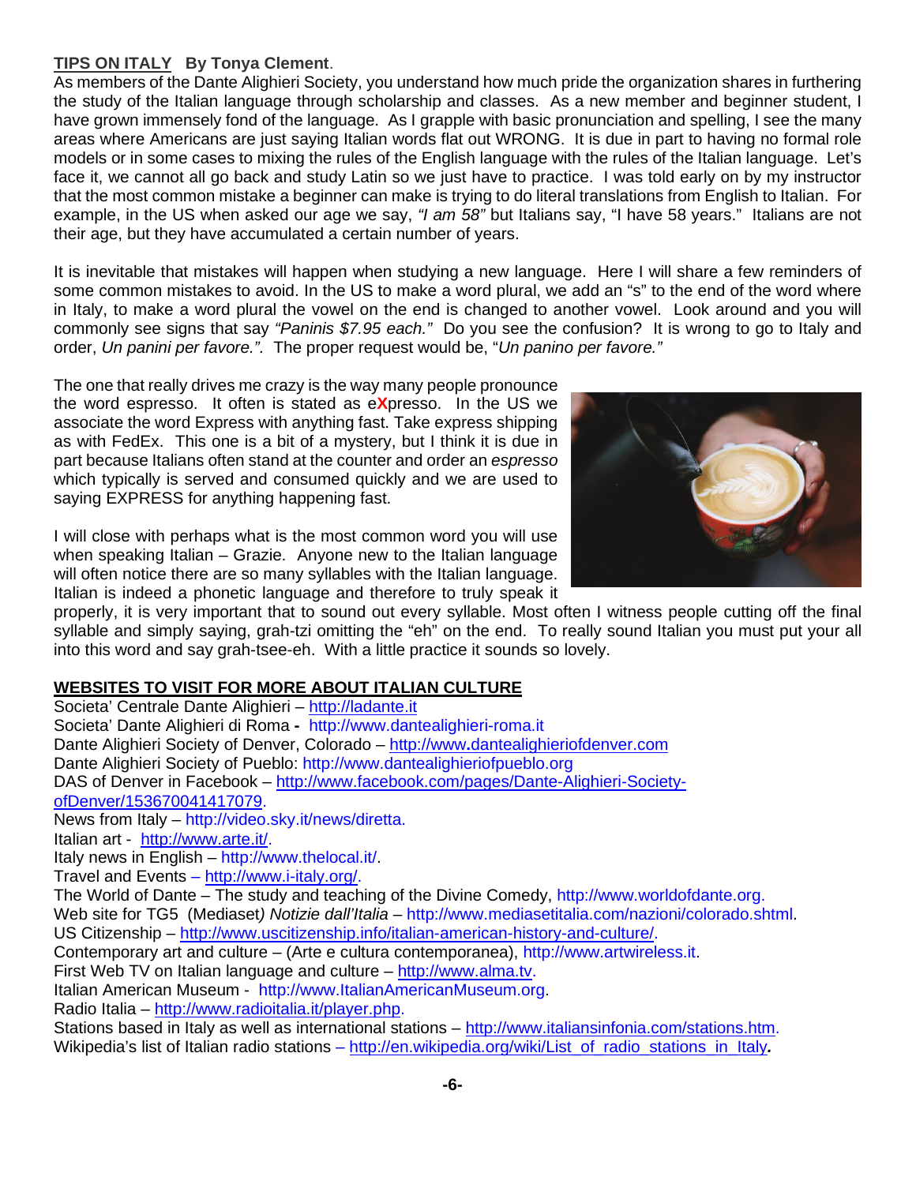## **TIPS ON ITALY** **By Tonya Clement**.

As members of the Dante Alighieri Society, you understand how much pride the organization shares in furthering the study of the Italian language through scholarship and classes. As a new member and beginner student, I have grown immensely fond of the language. As I grapple with basic pronunciation and spelling, I see the many areas where Americans are just saying Italian words flat out WRONG. It is due in part to having no formal role models or in some cases to mixing the rules of the English language with the rules of the Italian language. Let's face it, we cannot all go back and study Latin so we just have to practice. I was told early on by my instructor that the most common mistake a beginner can make is trying to do literal translations from English to Italian. For example, in the US when asked our age we say, *"I am 58"* but Italians say, "I have 58 years." Italians are not their age, but they have accumulated a certain number of years.

It is inevitable that mistakes will happen when studying a new language. Here I will share a few reminders of some common mistakes to avoid. In the US to make a word plural, we add an "s" to the end of the word where in Italy, to make a word plural the vowel on the end is changed to another vowel. Look around and you will commonly see signs that say *"Paninis $7.95 each."* Do you see the confusion? It is wrong to go to Italy and order, *Un panini per favore.".* The proper request would be, "*Un panino per favore."*

The one that really drives me crazy is the way many people pronounce the word espresso. It often is stated as e**X**presso. In the US we associate the word Express with anything fast. Take express shipping as with FedEx. This one is a bit of a mystery, but I think it is due in part because Italians often stand at the counter and order an *espresso* which typically is served and consumed quickly and we are used to saying EXPRESS for anything happening fast.

I will close with perhaps what is the most common word you will use when speaking Italian – Grazie. Anyone new to the Italian language will often notice there are so many syllables with the Italian language. Italian is indeed a phonetic language and therefore to truly speak it properly, it is very important that to sound out every syllable. Most often I witness people cutting off the final syllable and simply saying, grah-tzi omitting the "eh" on the end. To really sound Italian you must put your all into this word and say grah-tsee-eh. With a little practice it sounds so lovely.

## **WEBSITES TO VISIT FOR MORE ABOUT ITALIAN CULTURE**

Societa' Centrale Dante Alighieri – http://ladante.it
Societa' Dante Alighieri di Roma - http://www.dantealighieri-roma.it
Dante Alighieri Society of Denver, Colorado – http://www.dantealighieriofdenver.com
Dante Alighieri Society of Pueblo: http://www.dantealighieriofpueblo.org
DAS of Denver in Facebook – http://www.facebook.com/pages/Dante-Alighieri-Society-ofDenver/153670041417079.
News from Italy – http://video.sky.it/news/diretta.
Italian art - http://www.arte.it/.
Italy news in English – http://www.thelocal.it/.
Travel and Events – http://www.i-italy.org/.
The World of Dante – The study and teaching of the Divine Comedy, http://www.worldofdante.org.
Web site for TG5 (Mediaset*) Notizie dall'Italia* – http://www.mediasetitalia.com/nazioni/colorado.shtml.
US Citizenship – http://www.uscitizenship.info/italian-american-history-and-culture/.
Contemporary art and culture – (Arte e cultura contemporanea), http://www.artwireless.it.
First Web TV on Italian language and culture – http://www.alma.tv.
Italian American Museum - http://www.ItalianAmericanMuseum.org.
Radio Italia – http://www.radioitalia.it/player.php.
Stations based in Italy as well as international stations – http://www.italiansinfonia.com/stations.htm.
Wikipedia's list of Italian radio stations – http://en.wikipedia.org/wiki/List_of_radio_stations_in_Italy.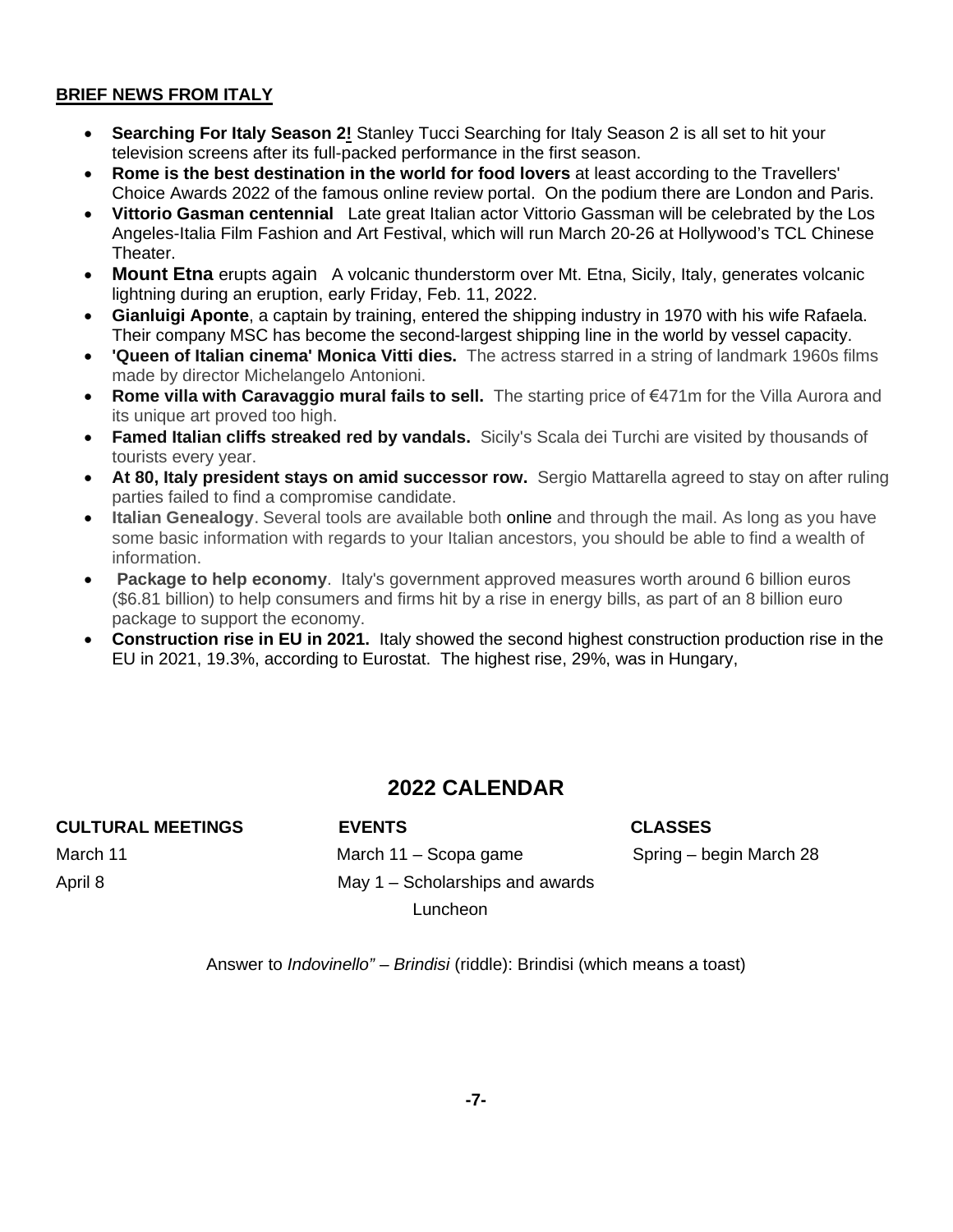**BRIEF NEWS FROM ITALY**

- **Searching For Italy Season 2!** Stanley Tucci Searching for Italy Season 2 is all set to hit your television screens after its full-packed performance in the first season.
- **Rome is the best destination in the world for food lovers** at least according to the Travellers' Choice Awards 2022 of the famous online review portal. On the podium there are London and Paris.
- **Vittorio Gasman centennial** Late great Italian actor Vittorio Gassman will be celebrated by the Los Angeles-Italia Film Fashion and Art Festival, which will run March 20-26 at Hollywood's TCL Chinese Theater.
- **Mount Etna** erupts again A volcanic thunderstorm over Mt. Etna, Sicily, Italy, generates volcanic lightning during an eruption, early Friday, Feb. 11, 2022.
- **Gianluigi Aponte**, a captain by training, entered the shipping industry in 1970 with his wife Rafaela. Their company MSC has become the second-largest shipping line in the world by vessel capacity.
- **'Queen of Italian cinema' Monica Vitti dies.** The actress starred in a string of landmark 1960s films made by director Michelangelo Antonioni.
- **Rome villa with Caravaggio mural fails to sell.** The starting price of €471m for the Villa Aurora and its unique art proved too high.
- **Famed Italian cliffs streaked red by vandals.** Sicily's Scala dei Turchi are visited by thousands of tourists every year.
- **At 80, Italy president stays on amid successor row.** Sergio Mattarella agreed to stay on after ruling parties failed to find a compromise candidate.
- **Italian Genealogy**. Several tools are available both online and through the mail. As long as you have some basic information with regards to your Italian ancestors, you should be able to find a wealth of information.
- **Package to help economy**. Italy's government approved measures worth around 6 billion euros ($6.81 billion) to help consumers and firms hit by a rise in energy bills, as part of an 8 billion euro package to support the economy.
- **Construction rise in EU in 2021.** Italy showed the second highest construction production rise in the EU in 2021, 19.3%, according to Eurostat. The highest rise, 29%, was in Hungary,

## 2022 CALENDAR

| CULTURAL MEETINGS | EVENTS | CLASSES |
| --- | --- | --- |
| March 11 | March 11 – Scopa game | Spring – begin March 28 |
| April 8 | May 1 – Scholarships and awards Luncheon | |

Answer to *Indovinello" – Brindisi* (riddle): Brindisi (which means a toast)